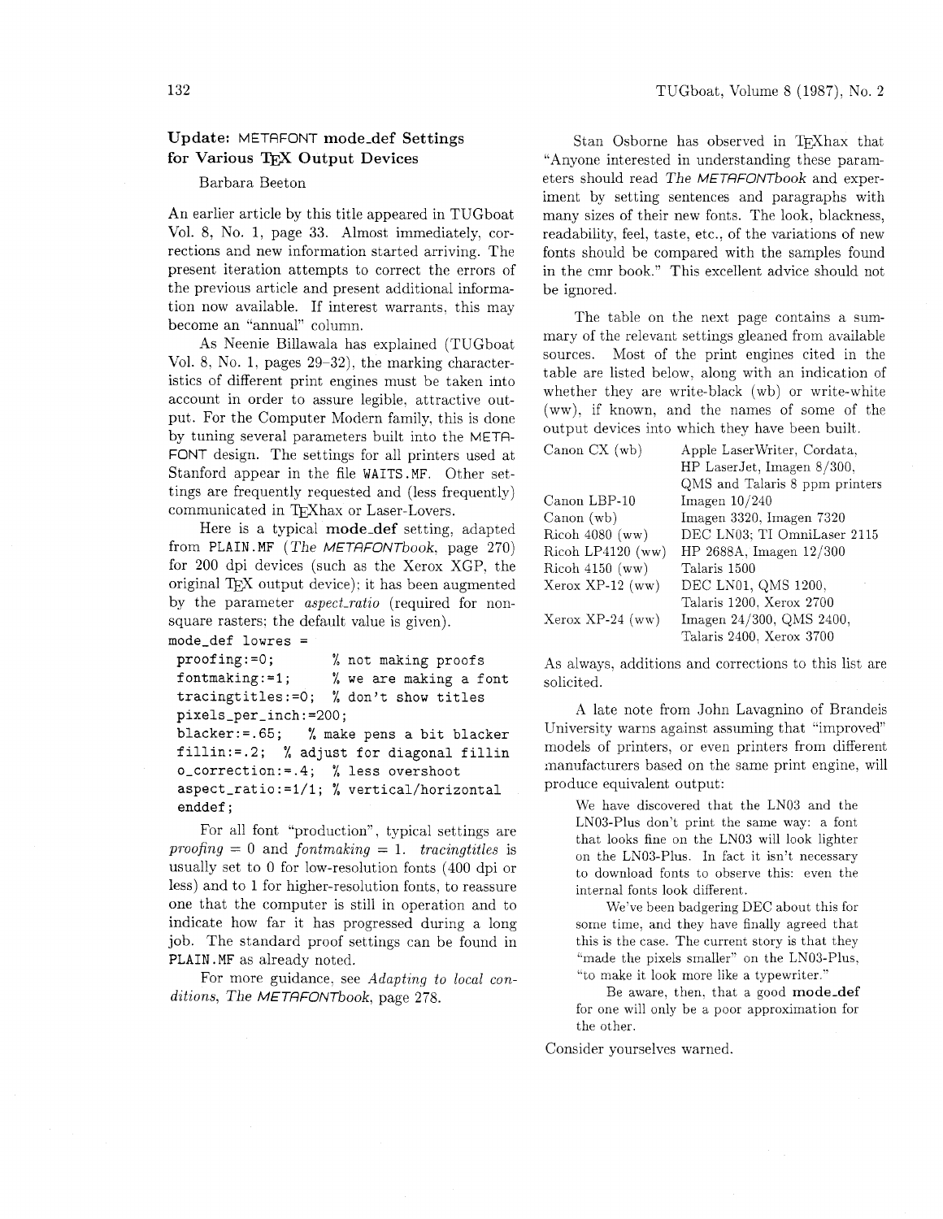## Update: METAFONT mode_def Settings for Various TEX Output Devices

Barbara Beeton

An earlier article by this title appeared in TUGboat Vol. 8, No. 1, page 33. Almost immediately, corrections and new information started arriving. The present iteration attempts to correct the errors of the previous article and present additional information now available. If interest warrants, this may become an "annual" column.

As Neenie Billawala has explained (TUGboat Vol. 8, No. 1, pages 29–32), the marking characteristics of different print engines must be taken into account in order to assure legible, attractive output. For the Computer Modern family, this is done by tuning several parameters built into the METAFONT design. The settings for all printers used at Stanford appear in the file WAITS.MF. Other settings are frequently requested and (less frequently) communicated in TEXhax or Laser-Lovers.

Here is a typical **mode_def** setting, adapted from PLAIN.MF (*The METAFONTbook*, page 270) for 200 dpi devices (such as the Xerox XGP, the original TEX output device); it has been augmented by the parameter *aspect_ratio* (required for non-square rasters; the default value is given).

```
mode_def lowres =
 proofing:=0;          % not making proofs
 fontmaking:=1;        % we are making a font
 tracingtitles:=0;  % don't show titles
 pixels_per_inch:=200;
 blacker:=.65;    % make pens a bit blacker
 fillin:=.2;  % adjust for diagonal fillin
 o_correction:=.4;  % less overshoot
 aspect_ratio:=1/1; % vertical/horizontal
 enddef;
```

For all font "production", typical settings are *proofing* = 0 and *fontmaking* = 1. *tracingtitles* is usually set to 0 for low-resolution fonts (400 dpi or less) and to 1 for higher-resolution fonts, to reassure one that the computer is still in operation and to indicate how far it has progressed during a long job. The standard proof settings can be found in PLAIN.MF as already noted.

For more guidance, see *Adapting to local conditions*, *The METAFONTbook*, page 278.

Stan Osborne has observed in TEXhax that "Anyone interested in understanding these parameters should read *The METAFONTbook* and experiment by setting sentences and paragraphs with many sizes of their new fonts. The look, blackness, readability, feel, taste, etc., of the variations of new fonts should be compared with the samples found in the cmr book." This excellent advice should not be ignored.

The table on the next page contains a summary of the relevant settings gleaned from available sources. Most of the print engines cited in the table are listed below, along with an indication of whether they are write-black (wb) or write-white (ww), if known, and the names of some of the output devices into which they have been built.

| | |
|---|---|
| Canon CX (wb) | Apple LaserWriter, Cordata, HP LaserJet, Imagen 8/300, QMS and Talaris 8 ppm printers |
| Canon LBP-10 | Imagen 10/240 |
| Canon (wb) | Imagen 3320, Imagen 7320 |
| Ricoh 4080 (ww) | DEC LN03; TI OmniLaser 2115 |
| Ricoh LP4120 (ww) | HP 2688A, Imagen 12/300 |
| Ricoh 4150 (ww) | Talaris 1500 |
| Xerox XP-12 (ww) | DEC LN01, QMS 1200, Talaris 1200, Xerox 2700 |
| Xerox XP-24 (ww) | Imagen 24/300, QMS 2400, Talaris 2400, Xerox 3700 |

As always, additions and corrections to this list are solicited.

A late note from John Lavagnino of Brandeis University warns against assuming that "improved" models of printers, or even printers from different manufacturers based on the same print engine, will produce equivalent output:

> We have discovered that the LN03 and the LN03-Plus don't print the same way: a font that looks fine on the LN03 will look lighter on the LN03-Plus. In fact it isn't necessary to download fonts to observe this: even the internal fonts look different.
>
> We've been badgering DEC about this for some time, and they have finally agreed that this is the case. The current story is that they "made the pixels smaller" on the LN03-Plus, "to make it look more like a typewriter."
>
> Be aware, then, that a good **mode_def** for one will only be a poor approximation for the other.

Consider yourselves warned.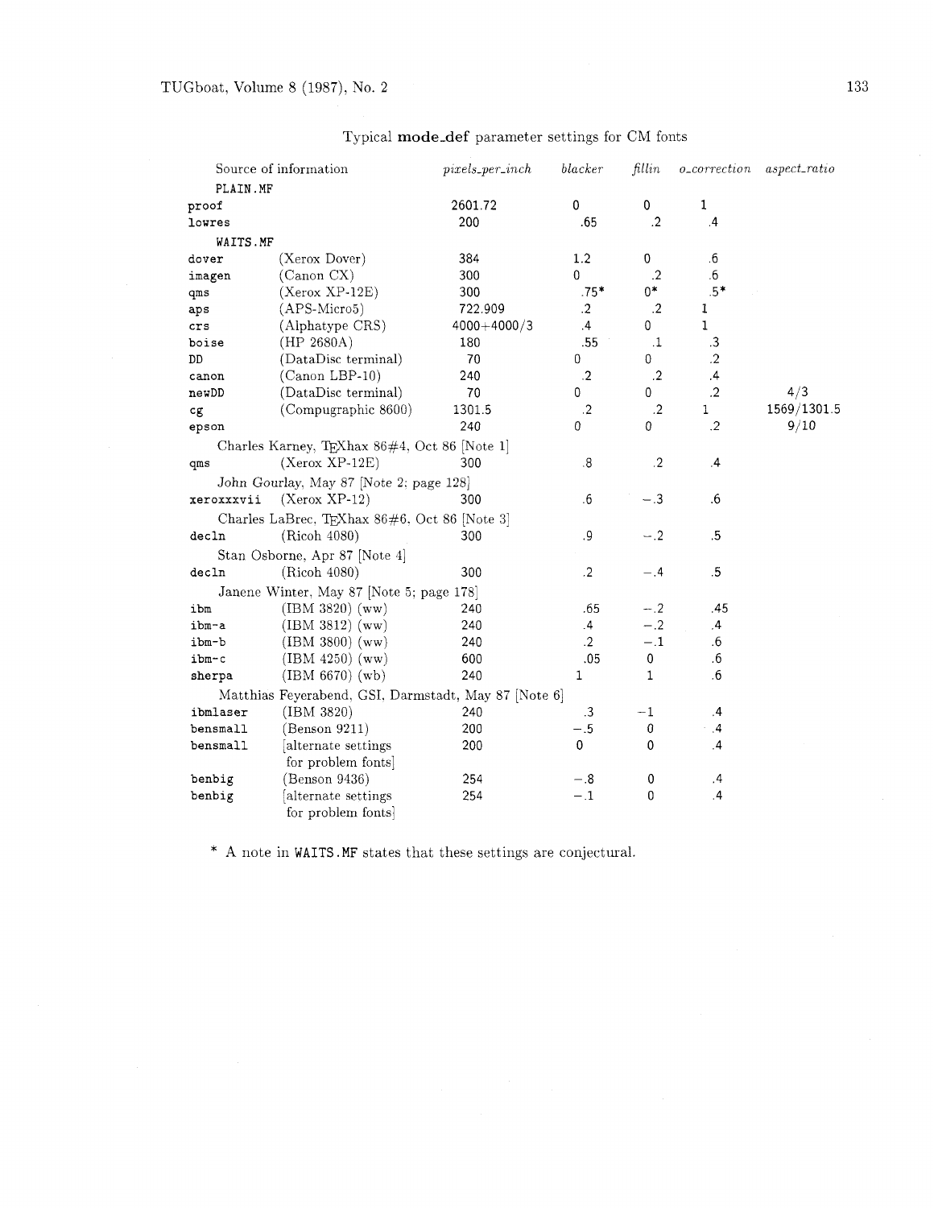Typical **mode_def** parameter settings for CM fonts

| Source of information | | *pixels_per_inch* | *blacker* | *fillin* | *o_correction* | *aspect_ratio* |
|---|---|---|---|---|---|---|
| PLAIN.MF | | | | | | |
| proof | | 2601.72 | 0 | 0 | 1 | |
| lowres | | 200 | .65 | .2 | .4 | |
| WAITS.MF | | | | | | |
| dover | (Xerox Dover) | 384 | 1.2 | 0 | .6 | |
| imagen | (Canon CX) | 300 | 0 | .2 | .6 | |
| qms | (Xerox XP-12E) | 300 | .75* | 0* | .5* | |
| aps | (APS-Micro5) | 722.909 | .2 | .2 | 1 | |
| crs | (Alphatype CRS) | 4000+4000/3 | .4 | 0 | 1 | |
| boise | (HP 2680A) | 180 | .55 | .1 | .3 | |
| DD | (DataDisc terminal) | 70 | 0 | 0 | .2 | |
| canon | (Canon LBP-10) | 240 | .2 | .2 | .4 | |
| newDD | (DataDisc terminal) | 70 | 0 | 0 | .2 | 4/3 |
| cg | (Compugraphic 8600) | 1301.5 | .2 | .2 | 1 | 1569/1301.5 |
| epson | | 240 | 0 | 0 | .2 | 9/10 |
| Charles Karney, TEXhax 86#4, Oct 86 [Note 1] | | | | | | |
| qms | (Xerox XP-12E) | 300 | .8 | .2 | .4 | |
| John Gourlay, May 87 [Note 2; page 128] | | | | | | |
| xeroxxxvii | (Xerox XP-12) | 300 | .6 | −.3 | .6 | |
| Charles LaBrec, TEXhax 86#6, Oct 86 [Note 3] | | | | | | |
| decln | (Ricoh 4080) | 300 | .9 | −.2 | .5 | |
| Stan Osborne, Apr 87 [Note 4] | | | | | | |
| decln | (Ricoh 4080) | 300 | .2 | −.4 | .5 | |
| Janene Winter, May 87 [Note 5; page 178] | | | | | | |
| ibm | (IBM 3820) (ww) | 240 | .65 | −.2 | .45 | |
| ibm-a | (IBM 3812) (ww) | 240 | .4 | −.2 | .4 | |
| ibm-b | (IBM 3800) (ww) | 240 | .2 | −.1 | .6 | |
| ibm-c | (IBM 4250) (ww) | 600 | .05 | 0 | .6 | |
| sherpa | (IBM 6670) (wb) | 240 | 1 | 1 | .6 | |
| Matthias Feyerabend, GSI, Darmstadt, May 87 [Note 6] | | | | | | |
| ibmlaser | (IBM 3820) | 240 | .3 | −1 | .4 | |
| bensmall | (Benson 9211) | 200 | −.5 | 0 | .4 | |
| bensmall | [alternate settings for problem fonts] | 200 | 0 | 0 | .4 | |
| benbig | (Benson 9436) | 254 | −.8 | 0 | .4 | |
| benbig | [alternate settings for problem fonts] | 254 | −.1 | 0 | .4 | |

* A note in WAITS.MF states that these settings are conjectural.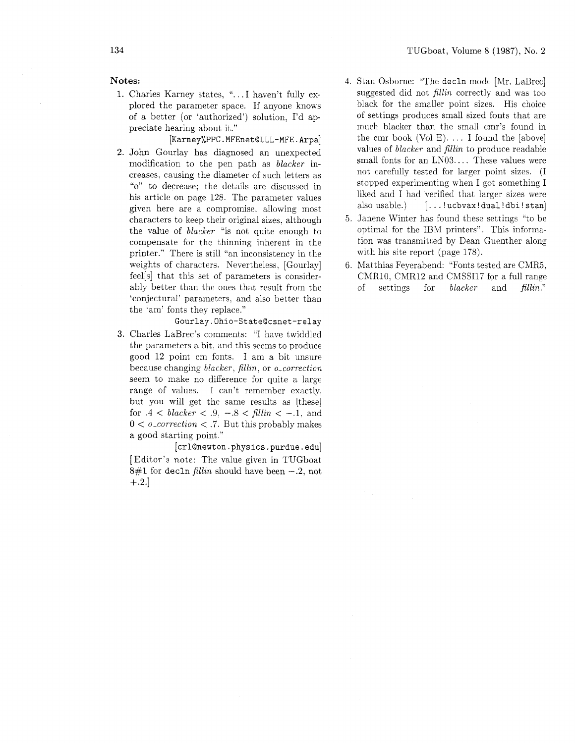**Notes:**

1. Charles Karney states, "...I haven't fully explored the parameter space. If anyone knows of a better (or 'authorized') solution, I'd appreciate hearing about it."

   [Karney%PPC.MFEnet@LLL-MFE.Arpa]

2. John Gourlay has diagnosed an unexpected modification to the pen path as *blacker* increases, causing the diameter of such letters as "o" to decrease; the details are discussed in his article on page 128. The parameter values given here are a compromise, allowing most characters to keep their original sizes, although the value of *blacker* "is not quite enough to compensate for the thinning inherent in the printer." There is still "an inconsistency in the weights of characters. Nevertheless, [Gourlay] feel[s] that this set of parameters is considerably better than the ones that result from the 'conjectural' parameters, and also better than the 'am' fonts they replace."

   Gourlay.Ohio-State@csnet-relay

3. Charles LaBrec's comments: "I have twiddled the parameters a bit, and this seems to produce good 12 point cm fonts. I am a bit unsure because changing *blacker*, *fillin*, or *o_correction* seem to make no difference for quite a large range of values. I can't remember exactly, but you will get the same results as [these] for $.4 < blacker < .9$, $-.8 < fillin < -.1$, and $0 < o\_correction < .7$. But this probably makes a good starting point."

   [crl@newton.physics.purdue.edu]

   [Editor's note: The value given in TUGboat 8#1 for decln *fillin* should have been $-.2$, not $+.2$.]

4. Stan Osborne: "The decln mode [Mr. LaBrec] suggested did not *fillin* correctly and was too black for the smaller point sizes. His choice of settings produces small sized fonts that are much blacker than the small cmr's found in the cmr book (Vol E). ... I found the [above] values of *blacker* and *fillin* to produce readable small fonts for an LN03.... These values were not carefully tested for larger point sizes. (I stopped experimenting when I got something I liked and I had verified that larger sizes were also usable.) [...!ucbvax!dual!dbi!stan]

5. Janene Winter has found these settings "to be optimal for the IBM printers". This information was transmitted by Dean Guenther along with his site report (page 178).

6. Matthias Feyerabend: "Fonts tested are CMR5, CMR10, CMR12 and CMSSI17 for a full range of settings for *blacker* and *fillin*."